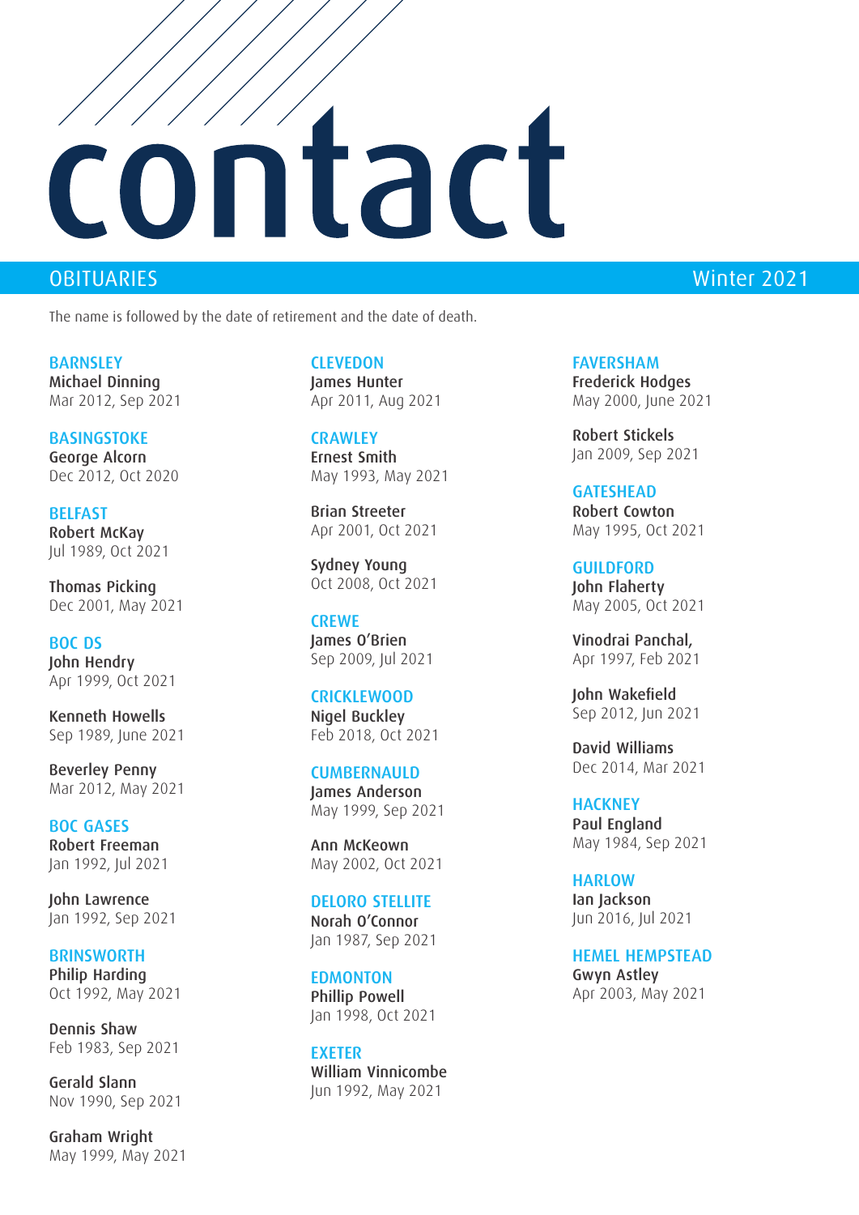# contact

## OBITUARIES

Winter 2021

The name is followed by the date of retirement and the date of death.

### BARNSLEY

**Michael Dinning**
Mar 2012, Sep 2021

### BASINGSTOKE

**George Alcorn**
Dec 2012, Oct 2020

### BELFAST

**Robert McKay**
Jul 1989, Oct 2021

**Thomas Picking**
Dec 2001, May 2021

### BOC DS

**John Hendry**
Apr 1999, Oct 2021

**Kenneth Howells**
Sep 1989, June 2021

**Beverley Penny**
Mar 2012, May 2021

### BOC GASES

**Robert Freeman**
Jan 1992, Jul 2021

**John Lawrence**
Jan 1992, Sep 2021

### BRINSWORTH

**Philip Harding**
Oct 1992, May 2021

**Dennis Shaw**
Feb 1983, Sep 2021

**Gerald Slann**
Nov 1990, Sep 2021

**Graham Wright**
May 1999, May 2021

### CLEVEDON

**James Hunter**
Apr 2011, Aug 2021

### CRAWLEY

**Ernest Smith**
May 1993, May 2021

**Brian Streeter**
Apr 2001, Oct 2021

**Sydney Young**
Oct 2008, Oct 2021

### CREWE

**James O'Brien**
Sep 2009, Jul 2021

### CRICKLEWOOD

**Nigel Buckley**
Feb 2018, Oct 2021

### CUMBERNAULD

**James Anderson**
May 1999, Sep 2021

**Ann McKeown**
May 2002, Oct 2021

### DELORO STELLITE

**Norah O'Connor**
Jan 1987, Sep 2021

### EDMONTON

**Phillip Powell**
Jan 1998, Oct 2021

### EXETER

**William Vinnicombe**
Jun 1992, May 2021

### FAVERSHAM

**Frederick Hodges**
May 2000, June 2021

**Robert Stickels**
Jan 2009, Sep 2021

### GATESHEAD

**Robert Cowton**
May 1995, Oct 2021

### GUILDFORD

**John Flaherty**
May 2005, Oct 2021

**Vinodrai Panchal,**
Apr 1997, Feb 2021

**John Wakefield**
Sep 2012, Jun 2021

**David Williams**
Dec 2014, Mar 2021

### HACKNEY

**Paul England**
May 1984, Sep 2021

### HARLOW

**Ian Jackson**
Jun 2016, Jul 2021

### HEMEL HEMPSTEAD

**Gwyn Astley**
Apr 2003, May 2021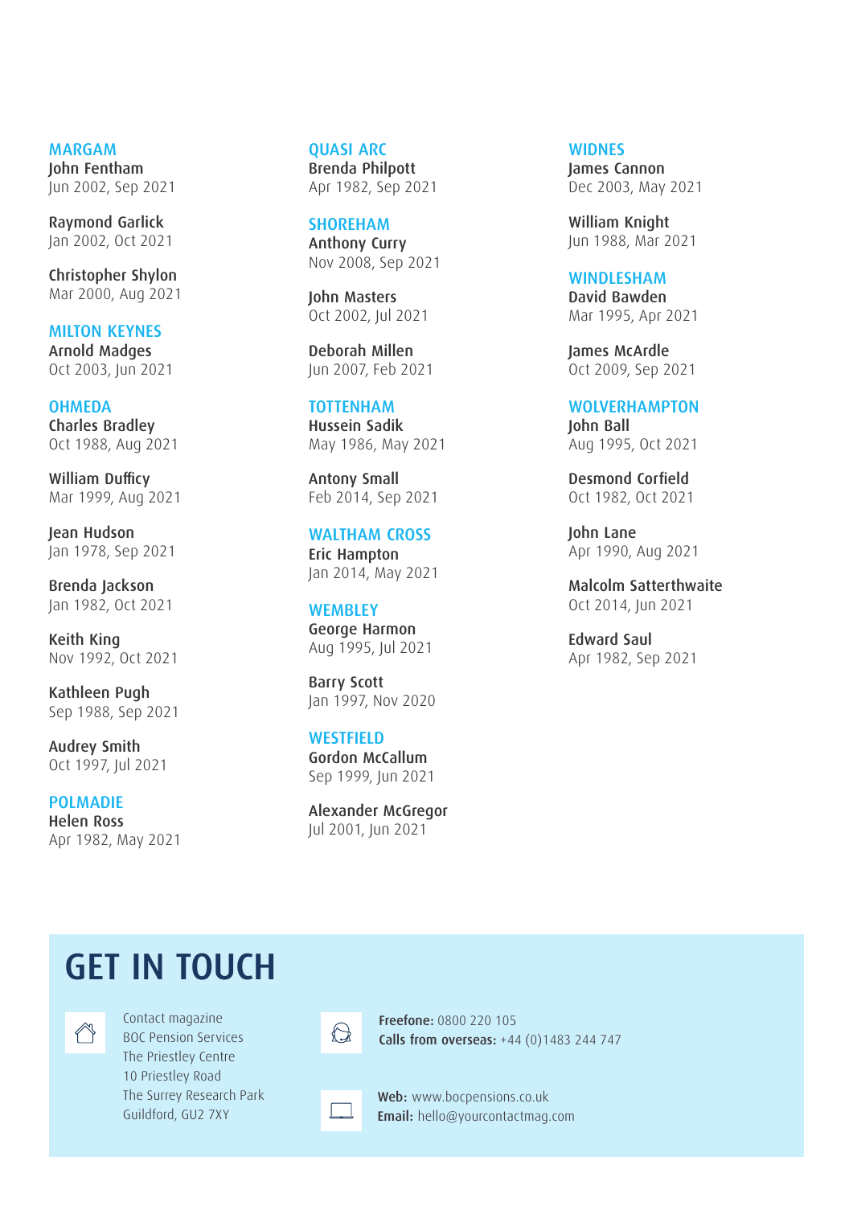### MARGAM

**John Fentham**
Jun 2002, Sep 2021

**Raymond Garlick**
Jan 2002, Oct 2021

**Christopher Shylon**
Mar 2000, Aug 2021

### MILTON KEYNES

**Arnold Madges**
Oct 2003, Jun 2021

### OHMEDA

**Charles Bradley**
Oct 1988, Aug 2021

**William Dufficy**
Mar 1999, Aug 2021

**Jean Hudson**
Jan 1978, Sep 2021

**Brenda Jackson**
Jan 1982, Oct 2021

**Keith King**
Nov 1992, Oct 2021

**Kathleen Pugh**
Sep 1988, Sep 2021

**Audrey Smith**
Oct 1997, Jul 2021

### POLMADIE

**Helen Ross**
Apr 1982, May 2021

### QUASI ARC

**Brenda Philpott**
Apr 1982, Sep 2021

### SHOREHAM

**Anthony Curry**
Nov 2008, Sep 2021

**John Masters**
Oct 2002, Jul 2021

**Deborah Millen**
Jun 2007, Feb 2021

### TOTTENHAM

**Hussein Sadik**
May 1986, May 2021

**Antony Small**
Feb 2014, Sep 2021

### WALTHAM CROSS

**Eric Hampton**
Jan 2014, May 2021

### WEMBLEY

**George Harmon**
Aug 1995, Jul 2021

**Barry Scott**
Jan 1997, Nov 2020

### WESTFIELD

**Gordon McCallum**
Sep 1999, Jun 2021

**Alexander McGregor**
Jul 2001, Jun 2021

### WIDNES

**James Cannon**
Dec 2003, May 2021

**William Knight**
Jun 1988, Mar 2021

### WINDLESHAM

**David Bawden**
Mar 1995, Apr 2021

**James McArdle**
Oct 2009, Sep 2021

### WOLVERHAMPTON

**John Ball**
Aug 1995, Oct 2021

**Desmond Corfield**
Oct 1982, Oct 2021

**John Lane**
Apr 1990, Aug 2021

**Malcolm Satterthwaite**
Oct 2014, Jun 2021

**Edward Saul**
Apr 1982, Sep 2021

## GET IN TOUCH

Contact magazine
BOC Pension Services
The Priestley Centre
10 Priestley Road
The Surrey Research Park
Guildford, GU2 7XY

**Freefone:** 0800 220 105
**Calls from overseas:** +44 (0)1483 244 747

**Web:** www.bocpensions.co.uk
**Email:** hello@yourcontactmag.com